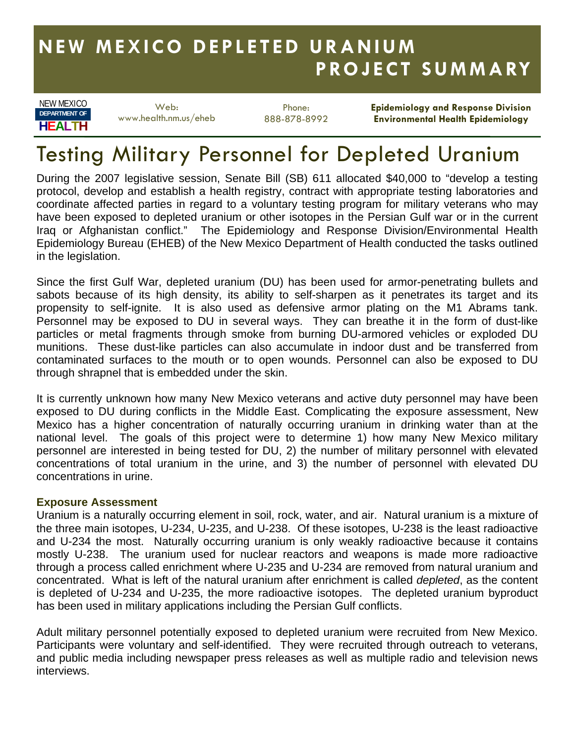# NEW MEXICO DEPLETED URANIUM PROJECT SUMMARY

NEW MEXICO DEPARTMENT OF HEALTH

Web: www.health.nm.us/eheb

Phone: 888-878-8992

**Epidemiology and Response Division**
**Environmental Health Epidemiology**

## Testing Military Personnel for Depleted Uranium

During the 2007 legislative session, Senate Bill (SB) 611 allocated $40,000 to "develop a testing protocol, develop and establish a health registry, contract with appropriate testing laboratories and coordinate affected parties in regard to a voluntary testing program for military veterans who may have been exposed to depleted uranium or other isotopes in the Persian Gulf war or in the current Iraq or Afghanistan conflict." The Epidemiology and Response Division/Environmental Health Epidemiology Bureau (EHEB) of the New Mexico Department of Health conducted the tasks outlined in the legislation.

Since the first Gulf War, depleted uranium (DU) has been used for armor-penetrating bullets and sabots because of its high density, its ability to self-sharpen as it penetrates its target and its propensity to self-ignite. It is also used as defensive armor plating on the M1 Abrams tank. Personnel may be exposed to DU in several ways. They can breathe it in the form of dust-like particles or metal fragments through smoke from burning DU-armored vehicles or exploded DU munitions. These dust-like particles can also accumulate in indoor dust and be transferred from contaminated surfaces to the mouth or to open wounds. Personnel can also be exposed to DU through shrapnel that is embedded under the skin.

It is currently unknown how many New Mexico veterans and active duty personnel may have been exposed to DU during conflicts in the Middle East. Complicating the exposure assessment, New Mexico has a higher concentration of naturally occurring uranium in drinking water than at the national level. The goals of this project were to determine 1) how many New Mexico military personnel are interested in being tested for DU, 2) the number of military personnel with elevated concentrations of total uranium in the urine, and 3) the number of personnel with elevated DU concentrations in urine.

### Exposure Assessment

Uranium is a naturally occurring element in soil, rock, water, and air. Natural uranium is a mixture of the three main isotopes, U-234, U-235, and U-238. Of these isotopes, U-238 is the least radioactive and U-234 the most. Naturally occurring uranium is only weakly radioactive because it contains mostly U-238. The uranium used for nuclear reactors and weapons is made more radioactive through a process called enrichment where U-235 and U-234 are removed from natural uranium and concentrated. What is left of the natural uranium after enrichment is called *depleted*, as the content is depleted of U-234 and U-235, the more radioactive isotopes. The depleted uranium byproduct has been used in military applications including the Persian Gulf conflicts.

Adult military personnel potentially exposed to depleted uranium were recruited from New Mexico. Participants were voluntary and self-identified. They were recruited through outreach to veterans, and public media including newspaper press releases as well as multiple radio and television news interviews.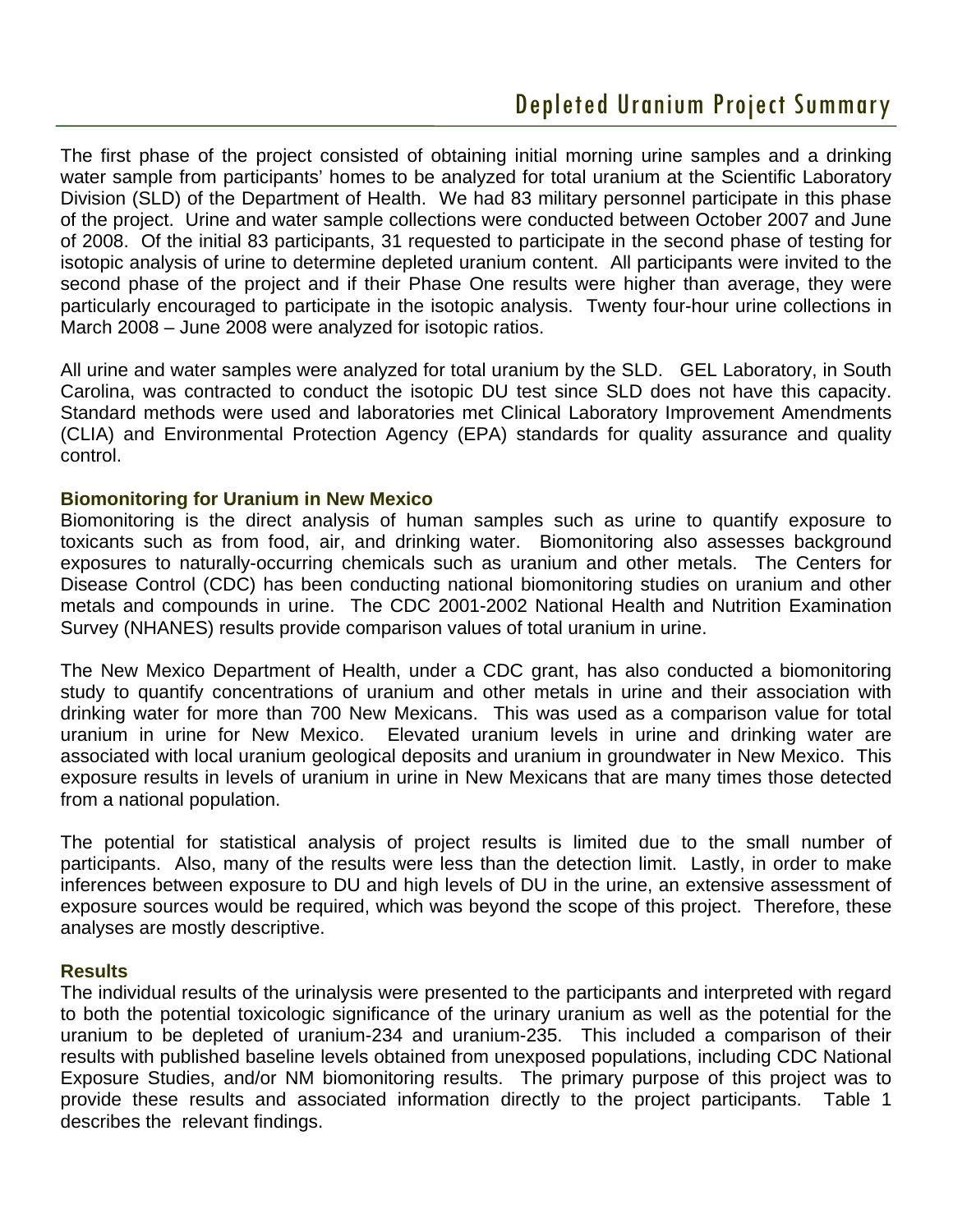The first phase of the project consisted of obtaining initial morning urine samples and a drinking water sample from participants' homes to be analyzed for total uranium at the Scientific Laboratory Division (SLD) of the Department of Health. We had 83 military personnel participate in this phase of the project. Urine and water sample collections were conducted between October 2007 and June of 2008. Of the initial 83 participants, 31 requested to participate in the second phase of testing for isotopic analysis of urine to determine depleted uranium content. All participants were invited to the second phase of the project and if their Phase One results were higher than average, they were particularly encouraged to participate in the isotopic analysis. Twenty four-hour urine collections in March 2008 – June 2008 were analyzed for isotopic ratios.

All urine and water samples were analyzed for total uranium by the SLD. GEL Laboratory, in South Carolina, was contracted to conduct the isotopic DU test since SLD does not have this capacity. Standard methods were used and laboratories met Clinical Laboratory Improvement Amendments (CLIA) and Environmental Protection Agency (EPA) standards for quality assurance and quality control.

### Biomonitoring for Uranium in New Mexico

Biomonitoring is the direct analysis of human samples such as urine to quantify exposure to toxicants such as from food, air, and drinking water. Biomonitoring also assesses background exposures to naturally-occurring chemicals such as uranium and other metals. The Centers for Disease Control (CDC) has been conducting national biomonitoring studies on uranium and other metals and compounds in urine. The CDC 2001-2002 National Health and Nutrition Examination Survey (NHANES) results provide comparison values of total uranium in urine.

The New Mexico Department of Health, under a CDC grant, has also conducted a biomonitoring study to quantify concentrations of uranium and other metals in urine and their association with drinking water for more than 700 New Mexicans. This was used as a comparison value for total uranium in urine for New Mexico. Elevated uranium levels in urine and drinking water are associated with local uranium geological deposits and uranium in groundwater in New Mexico. This exposure results in levels of uranium in urine in New Mexicans that are many times those detected from a national population.

The potential for statistical analysis of project results is limited due to the small number of participants. Also, many of the results were less than the detection limit. Lastly, in order to make inferences between exposure to DU and high levels of DU in the urine, an extensive assessment of exposure sources would be required, which was beyond the scope of this project. Therefore, these analyses are mostly descriptive.

### Results

The individual results of the urinalysis were presented to the participants and interpreted with regard to both the potential toxicologic significance of the urinary uranium as well as the potential for the uranium to be depleted of uranium-234 and uranium-235. This included a comparison of their results with published baseline levels obtained from unexposed populations, including CDC National Exposure Studies, and/or NM biomonitoring results. The primary purpose of this project was to provide these results and associated information directly to the project participants. Table 1 describes the relevant findings.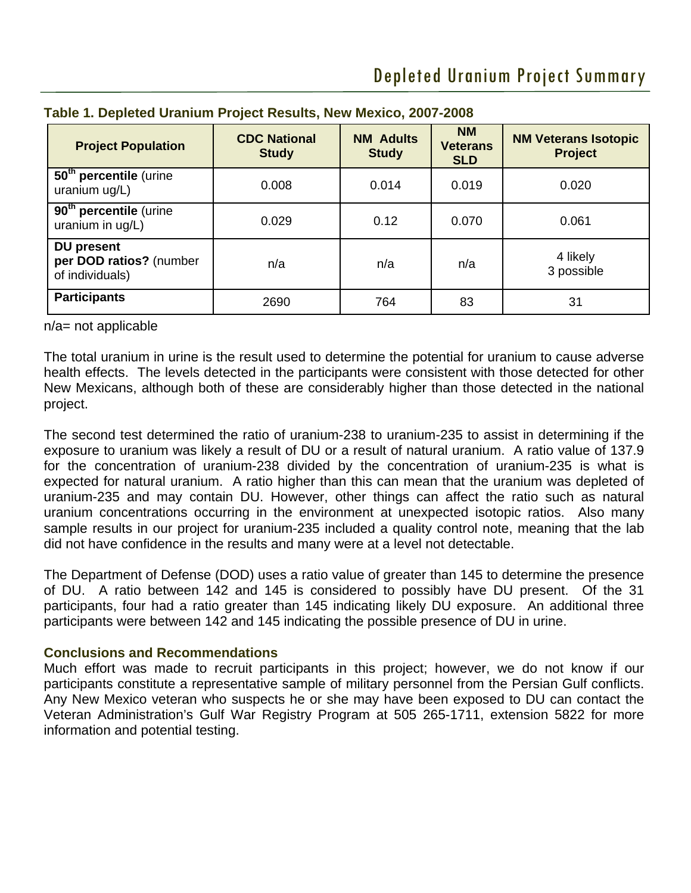**Table 1. Depleted Uranium Project Results, New Mexico, 2007-2008**

| Project Population | CDC National Study | NM Adults Study | NM Veterans SLD | NM Veterans Isotopic Project |
|---|---|---|---|---|
| **50th percentile** (urine uranium ug/L) | 0.008 | 0.014 | 0.019 | 0.020 |
| **90th percentile** (urine uranium in ug/L) | 0.029 | 0.12 | 0.070 | 0.061 |
| **DU present per DOD ratios?** (number of individuals) | n/a | n/a | n/a | 4 likely<br>3 possible |
| **Participants** | 2690 | 764 | 83 | 31 |

n/a= not applicable

The total uranium in urine is the result used to determine the potential for uranium to cause adverse health effects. The levels detected in the participants were consistent with those detected for other New Mexicans, although both of these are considerably higher than those detected in the national project.

The second test determined the ratio of uranium-238 to uranium-235 to assist in determining if the exposure to uranium was likely a result of DU or a result of natural uranium. A ratio value of 137.9 for the concentration of uranium-238 divided by the concentration of uranium-235 is what is expected for natural uranium. A ratio higher than this can mean that the uranium was depleted of uranium-235 and may contain DU. However, other things can affect the ratio such as natural uranium concentrations occurring in the environment at unexpected isotopic ratios. Also many sample results in our project for uranium-235 included a quality control note, meaning that the lab did not have confidence in the results and many were at a level not detectable.

The Department of Defense (DOD) uses a ratio value of greater than 145 to determine the presence of DU. A ratio between 142 and 145 is considered to possibly have DU present. Of the 31 participants, four had a ratio greater than 145 indicating likely DU exposure. An additional three participants were between 142 and 145 indicating the possible presence of DU in urine.

## Conclusions and Recommendations

Much effort was made to recruit participants in this project; however, we do not know if our participants constitute a representative sample of military personnel from the Persian Gulf conflicts. Any New Mexico veteran who suspects he or she may have been exposed to DU can contact the Veteran Administration's Gulf War Registry Program at 505 265-1711, extension 5822 for more information and potential testing.